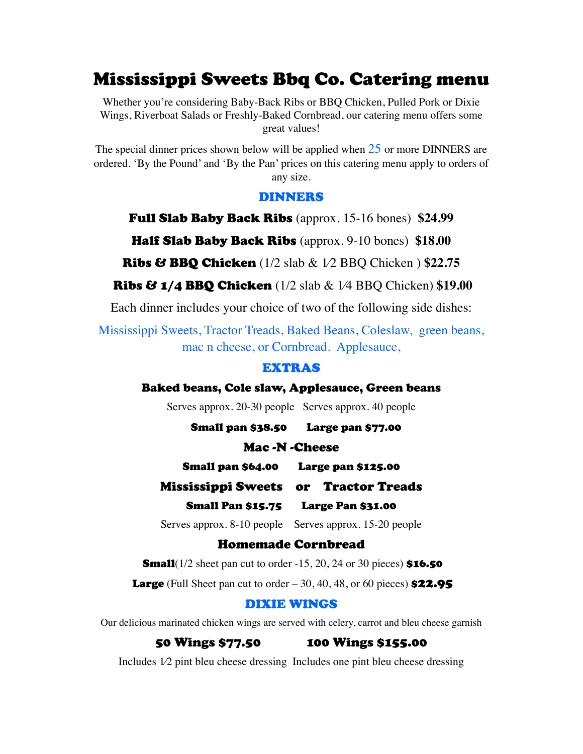# Mississippi Sweets Bbq Co. Catering menu

Whether you're considering Baby-Back Ribs or BBQ Chicken, Pulled Pork or Dixie Wings, Riverboat Salads or Freshly-Baked Cornbread, our catering menu offers some great values!

The special dinner prices shown below will be applied when 25 or more DINNERS are ordered. 'By the Pound' and 'By the Pan' prices on this catering menu apply to orders of any size.

## DINNERS

**Full Slab Baby Back Ribs** (approx. 15-16 bones) **$24.99**

**Half Slab Baby Back Ribs** (approx. 9-10 bones) **$18.00**

**Ribs & BBQ Chicken** (1/2 slab & 1⁄2 BBQ Chicken ) **$22.75**

**Ribs & 1/4 BBQ Chicken** (1/2 slab & 1⁄4 BBQ Chicken) **$19.00**

Each dinner includes your choice of two of the following side dishes:

Mississippi Sweets, Tractor Treads, Baked Beans, Coleslaw, green beans, mac n cheese, or Cornbread. Applesauce,

## EXTRAS

**Baked beans, Cole slaw, Applesauce, Green beans**

Serves approx. 20-30 people Serves approx. 40 people

**Small pan $38.50** **Large pan $77.00**

**Mac -N -Cheese**

**Small pan $64.00** **Large pan $125.00**

**Mississippi Sweets or Tractor Treads**

**Small Pan $15.75** **Large Pan $31.00**

Serves approx. 8-10 people Serves approx. 15-20 people

**Homemade Cornbread**

**Small**(1/2 sheet pan cut to order -15, 20, 24 or 30 pieces) **$16.50**

**Large** (Full Sheet pan cut to order – 30, 40, 48, or 60 pieces) **$22.95**

## DIXIE WINGS

Our delicious marinated chicken wings are served with celery, carrot and bleu cheese garnish

**50 Wings $77.50** **100 Wings $155.00**

Includes 1⁄2 pint bleu cheese dressing Includes one pint bleu cheese dressing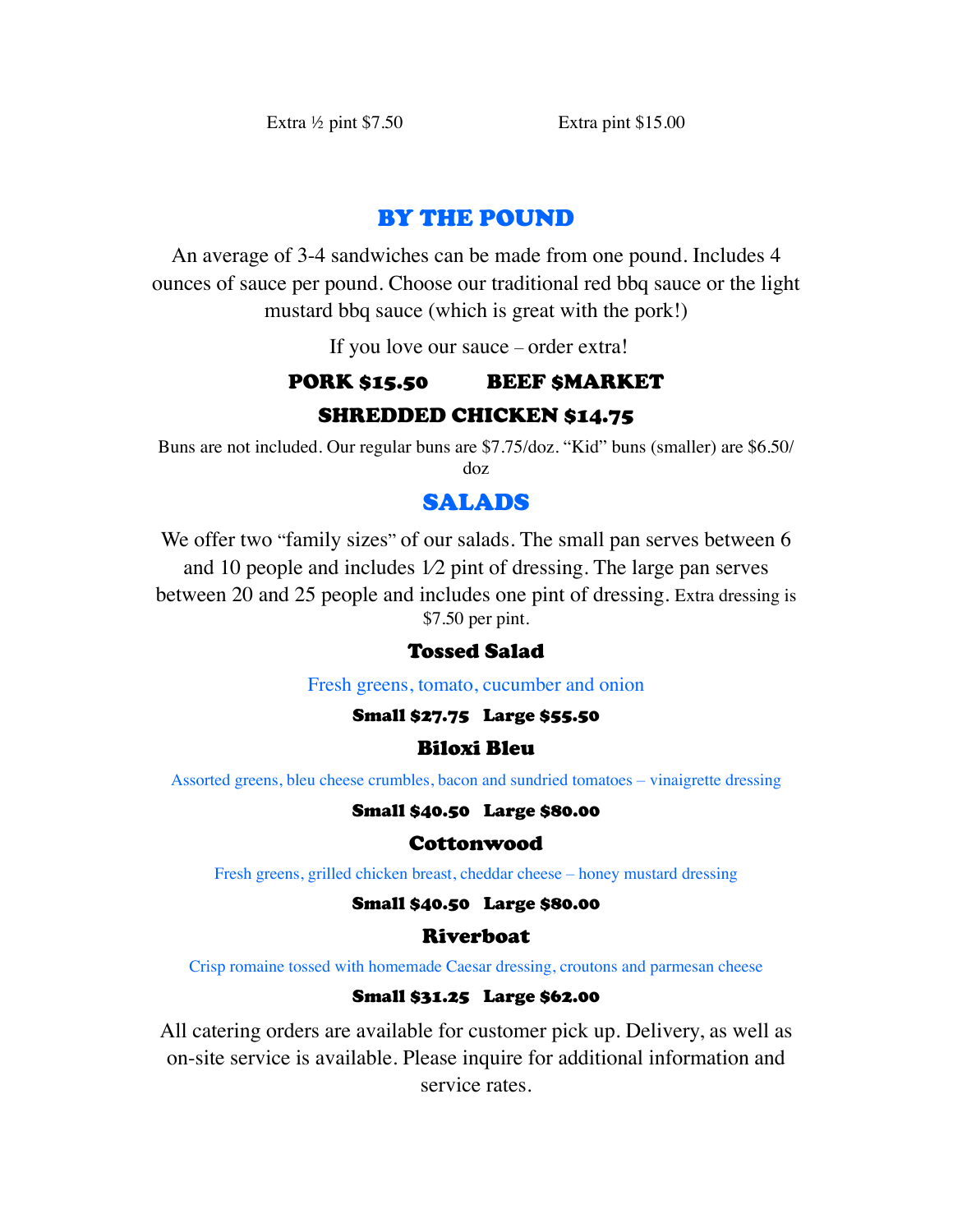Extra ½ pint $7.50 Extra pint $15.00

## BY THE POUND

An average of 3-4 sandwiches can be made from one pound. Includes 4 ounces of sauce per pound. Choose our traditional red bbq sauce or the light mustard bbq sauce (which is great with the pork!)

If you love our sauce – order extra!

**PORK $15.50** **BEEF $MARKET**

**SHREDDED CHICKEN $14.75**

Buns are not included. Our regular buns are $7.75/doz. "Kid" buns (smaller) are $6.50/doz

## SALADS

We offer two "family sizes" of our salads. The small pan serves between 6 and 10 people and includes 1⁄2 pint of dressing. The large pan serves between 20 and 25 people and includes one pint of dressing. Extra dressing is $7.50 per pint.

### Tossed Salad

Fresh greens, tomato, cucumber and onion

**Small $27.75 Large $55.50**

### Biloxi Bleu

Assorted greens, bleu cheese crumbles, bacon and sundried tomatoes – vinaigrette dressing

**Small $40.50 Large $80.00**

### Cottonwood

Fresh greens, grilled chicken breast, cheddar cheese – honey mustard dressing

**Small $40.50 Large $80.00**

### Riverboat

Crisp romaine tossed with homemade Caesar dressing, croutons and parmesan cheese

**Small $31.25 Large $62.00**

All catering orders are available for customer pick up. Delivery, as well as on-site service is available. Please inquire for additional information and service rates.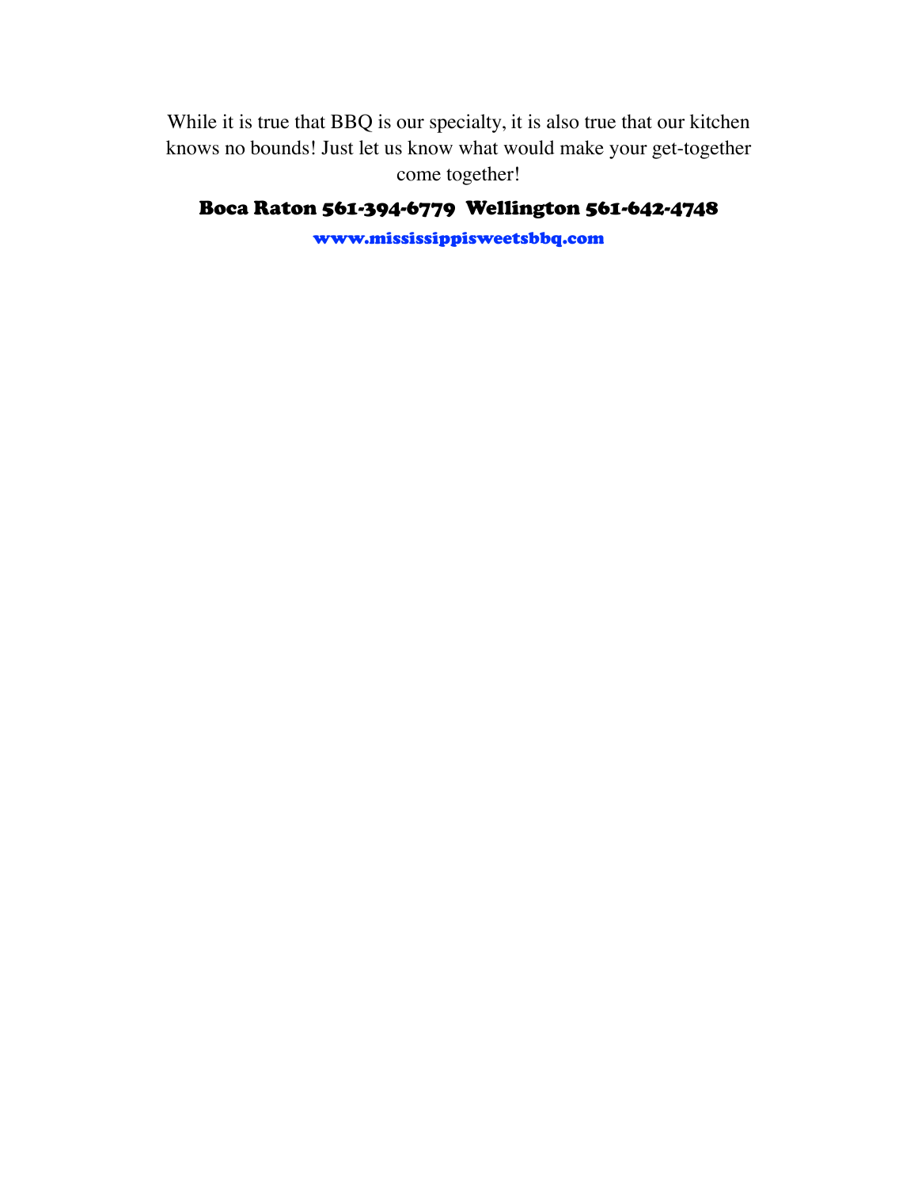While it is true that BBQ is our specialty, it is also true that our kitchen knows no bounds! Just let us know what would make your get-together come together!

**Boca Raton 561-394-6779  Wellington 561-642-4748**

**www.mississippisweetsbbq.com**